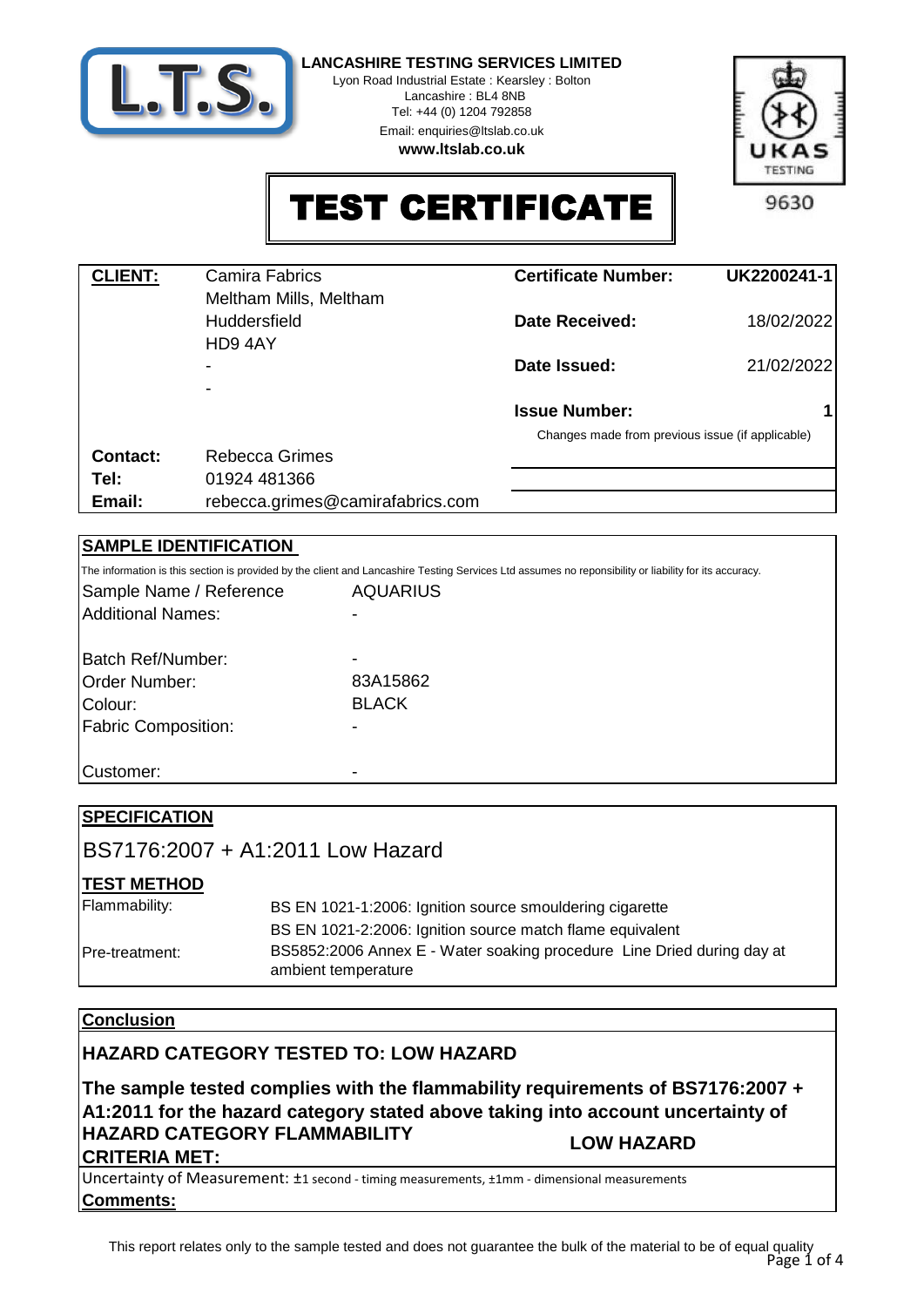**LANCASHIRE TESTING SERVICES LIMITED**
Lyon Road Industrial Estate : Kearsley : Bolton
Lancashire : BL4 8NB
Tel: +44 (0) 1204 792858
Email: enquiries@ltslab.co.uk
**www.ltslab.co.uk**

UKAS TESTING 9630

# TEST CERTIFICATE

| **CLIENT:** | Camira Fabrics | **Certificate Number:** | **UK2200241-1** |
|---|---|---|---|
| | Meltham Mills, Meltham | | |
| | Huddersfield | **Date Received:** | 18/02/2022 |
| | HD9 4AY | | |
| | - | **Date Issued:** | 21/02/2022 |
| | - | | |
| | | **Issue Number:** | **1** |
| | | Changes made from previous issue (if applicable) | |
| **Contact:** | Rebecca Grimes | | |
| **Tel:** | 01924 481366 | | |
| **Email:** | rebecca.grimes@camirafabrics.com | | |

## SAMPLE IDENTIFICATION

The information is this section is provided by the client and Lancashire Testing Services Ltd assumes no reponsibility or liability for its accuracy.

| | |
|---|---|
| Sample Name / Reference | AQUARIUS |
| Additional Names: | - |
| Batch Ref/Number: | - |
| Order Number: | 83A15862 |
| Colour: | BLACK |
| Fabric Composition: | - |
| Customer: | - |

## SPECIFICATION

BS7176:2007 + A1:2011 Low Hazard

### TEST METHOD

| | |
|---|---|
| Flammability: | BS EN 1021-1:2006: Ignition source smouldering cigarette |
| | BS EN 1021-2:2006: Ignition source match flame equivalent |
| Pre-treatment: | BS5852:2006 Annex E - Water soaking procedure Line Dried during day at ambient temperature |

## Conclusion

**HAZARD CATEGORY TESTED TO: LOW HAZARD**

**The sample tested complies with the flammability requirements of BS7176:2007 + A1:2011 for the hazard category stated above taking into account uncertainty of**

**HAZARD CATEGORY FLAMMABILITY CRITERIA MET:** **LOW HAZARD**

Uncertainty of Measurement: ±1 second - timing measurements, ±1mm - dimensional measurements

**Comments:**

This report relates only to the sample tested and does not guarantee the bulk of the material to be of equal quality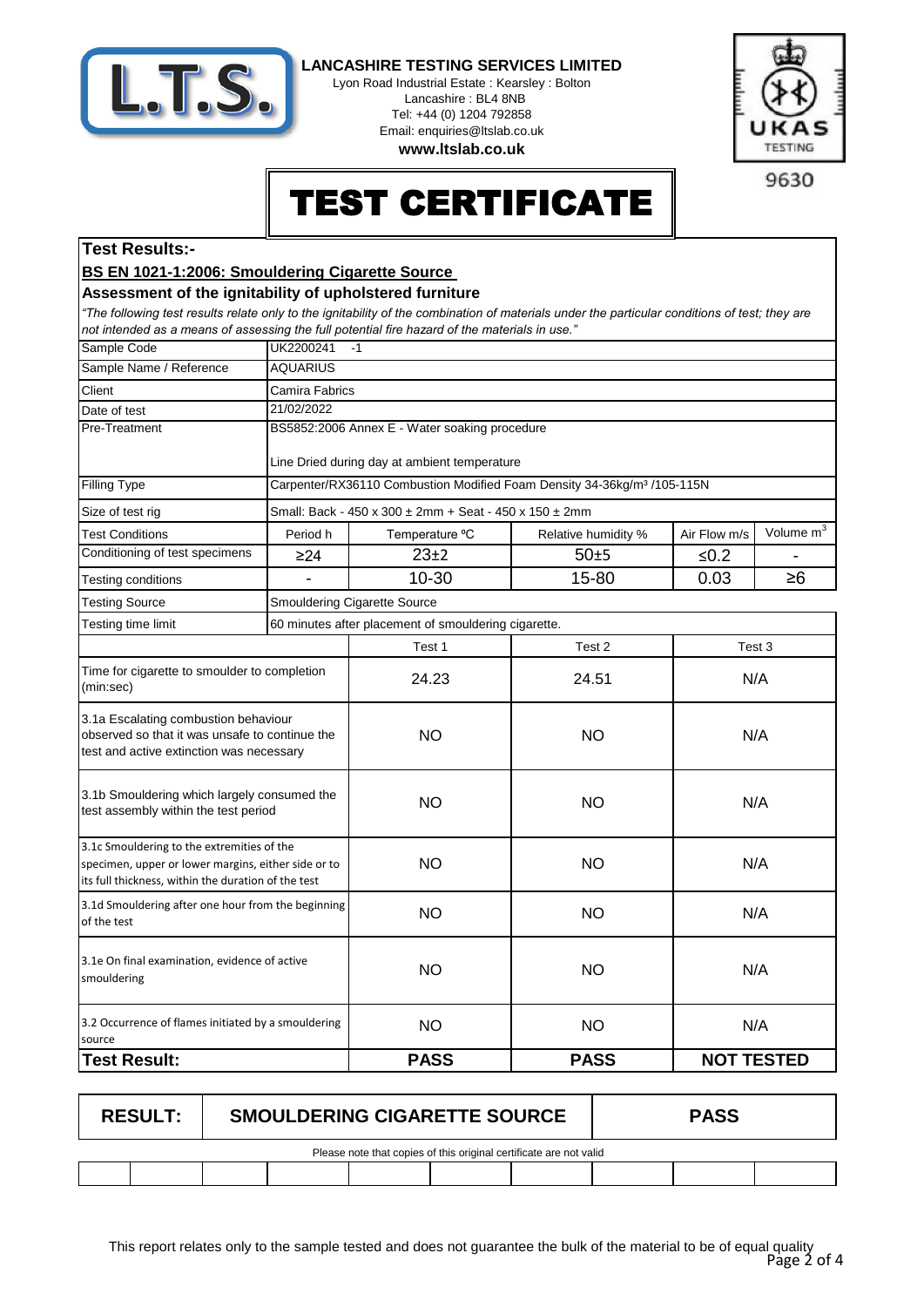**LANCASHIRE TESTING SERVICES LIMITED**
Lyon Road Industrial Estate : Kearsley : Bolton
Lancashire : BL4 8NB
Tel: +44 (0) 1204 792858
Email: enquiries@ltslab.co.uk
**www.ltslab.co.uk**

9630

# TEST CERTIFICATE

## Test Results:-

**BS EN 1021-1:2006: Smouldering Cigarette Source**

### Assessment of the ignitability of upholstered furniture

*"The following test results relate only to the ignitability of the combination of materials under the particular conditions of test; they are not intended as a means of assessing the full potential fire hazard of the materials in use."*

| | | | | | |
|---|---|---|---|---|---|
| Sample Code | UK2200241 -1 | | | | |
| Sample Name / Reference | AQUARIUS | | | | |
| Client | Camira Fabrics | | | | |
| Date of test | 21/02/2022 | | | | |
| Pre-Treatment | BS5852:2006 Annex E - Water soaking procedure<br><br>Line Dried during day at ambient temperature | | | | |
| Filling Type | Carpenter/RX36110 Combustion Modified Foam Density 34-36kg/m³ /105-115N | | | | |
| Size of test rig | Small: Back - 450 x 300 ± 2mm + Seat - 450 x 150 ± 2mm | | | | |
| Test Conditions | Period h | Temperature ºC | Relative humidity % | Air Flow m/s | Volume $m^3$ |
| Conditioning of test specimens | ≥24 | 23±2 | 50±5 | ≤0.2 | - |
| Testing conditions | - | 10-30 | 15-80 | 0.03 | ≥6 |
| Testing Source | Smouldering Cigarette Source | | | | |
| Testing time limit | 60 minutes after placement of smouldering cigarette. | | | | |

| | Test 1 | Test 2 | Test 3 |
|---|---|---|---|
| Time for cigarette to smoulder to completion (min:sec) | 24.23 | 24.51 | N/A |
| 3.1a Escalating combustion behaviour observed so that it was unsafe to continue the test and active extinction was necessary | NO | NO | N/A |
| 3.1b Smouldering which largely consumed the test assembly within the test period | NO | NO | N/A |
| 3.1c Smouldering to the extremities of the specimen, upper or lower margins, either side or to its full thickness, within the duration of the test | NO | NO | N/A |
| 3.1d Smouldering after one hour from the beginning of the test | NO | NO | N/A |
| 3.1e On final examination, evidence of active smouldering | NO | NO | N/A |
| 3.2 Occurrence of flames initiated by a smouldering source | NO | NO | N/A |
| **Test Result:** | **PASS** | **PASS** | **NOT TESTED** |

| **RESULT:** | **SMOULDERING CIGARETTE SOURCE** | **PASS** |
|---|---|---|

Please note that copies of this original certificate are not valid

This report relates only to the sample tested and does not guarantee the bulk of the material to be of equal quality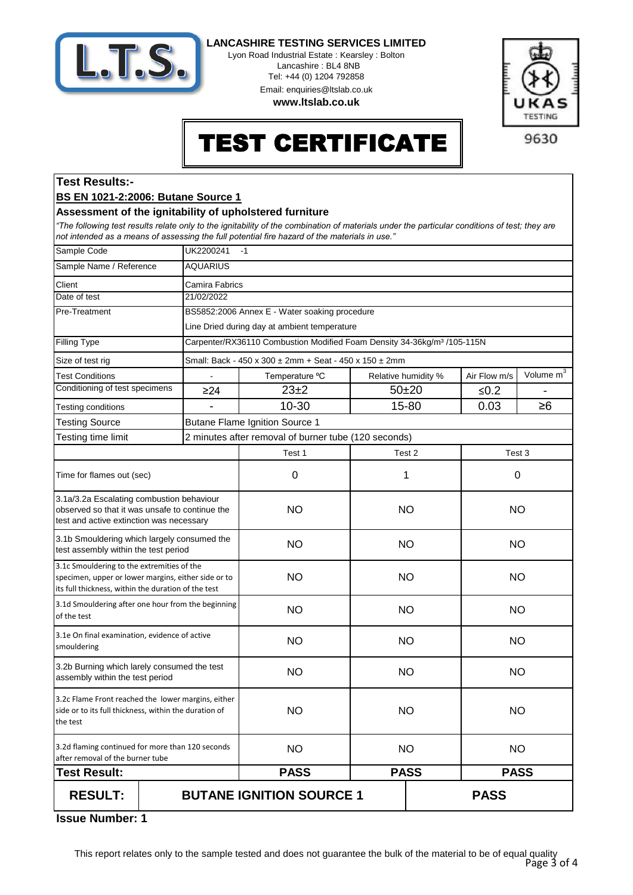**LANCASHIRE TESTING SERVICES LIMITED**

Lyon Road Industrial Estate : Kearsley : Bolton
Lancashire : BL4 8NB
Tel: +44 (0) 1204 792858
Email: enquiries@ltslab.co.uk
**www.ltslab.co.uk**

UKAS TESTING 9630

# TEST CERTIFICATE

## Test Results:-

**BS EN 1021-2:2006: Butane Source 1**

### Assessment of the ignitability of upholstered furniture

*"The following test results relate only to the ignitability of the combination of materials under the particular conditions of test; they are not intended as a means of assessing the full potential fire hazard of the materials in use."*

| Sample Code | UK2200241 -1 | | | | |
|---|---|---|---|---|---|
| Sample Name / Reference | AQUARIUS | | | | |
| Client | Camira Fabrics | | | | |
| Date of test | 21/02/2022 | | | | |
| Pre-Treatment | BS5852:2006 Annex E - Water soaking procedure<br>Line Dried during day at ambient temperature | | | | |
| Filling Type | Carpenter/RX36110 Combustion Modified Foam Density 34-36kg/m³ /105-115N | | | | |
| Size of test rig | Small: Back - 450 x 300 ± 2mm + Seat - 450 x 150 ± 2mm | | | | |
| Test Conditions | - | Temperature ºC | Relative humidity % | Air Flow m/s | Volume m³ |
| Conditioning of test specimens | ≥24 | 23±2 | 50±20 | ≤0.2 | - |
| Testing conditions | - | 10-30 | 15-80 | 0.03 | ≥6 |
| Testing Source | Butane Flame Ignition Source 1 | | | | |
| Testing time limit | 2 minutes after removal of burner tube (120 seconds) | | | | |

| | Test 1 | Test 2 | Test 3 |
|---|---|---|---|
| Time for flames out (sec) | 0 | 1 | 0 |
| 3.1a/3.2a Escalating combustion behaviour observed so that it was unsafe to continue the test and active extinction was necessary | NO | NO | NO |
| 3.1b Smouldering which largely consumed the test assembly within the test period | NO | NO | NO |
| 3.1c Smouldering to the extremities of the specimen, upper or lower margins, either side or to its full thickness, within the duration of the test | NO | NO | NO |
| 3.1d Smouldering after one hour from the beginning of the test | NO | NO | NO |
| 3.1e On final examination, evidence of active smouldering | NO | NO | NO |
| 3.2b Burning which larely consumed the test assembly within the test period | NO | NO | NO |
| 3.2c Flame Front reached the lower margins, either side or to its full thickness, within the duration of the test | NO | NO | NO |
| 3.2d flaming continued for more than 120 seconds after removal of the burner tube | NO | NO | NO |
| **Test Result:** | **PASS** | **PASS** | **PASS** |

| **RESULT:** | **BUTANE IGNITION SOURCE 1** | **PASS** |
|---|---|---|

**Issue Number: 1**

This report relates only to the sample tested and does not guarantee the bulk of the material to be of equal quality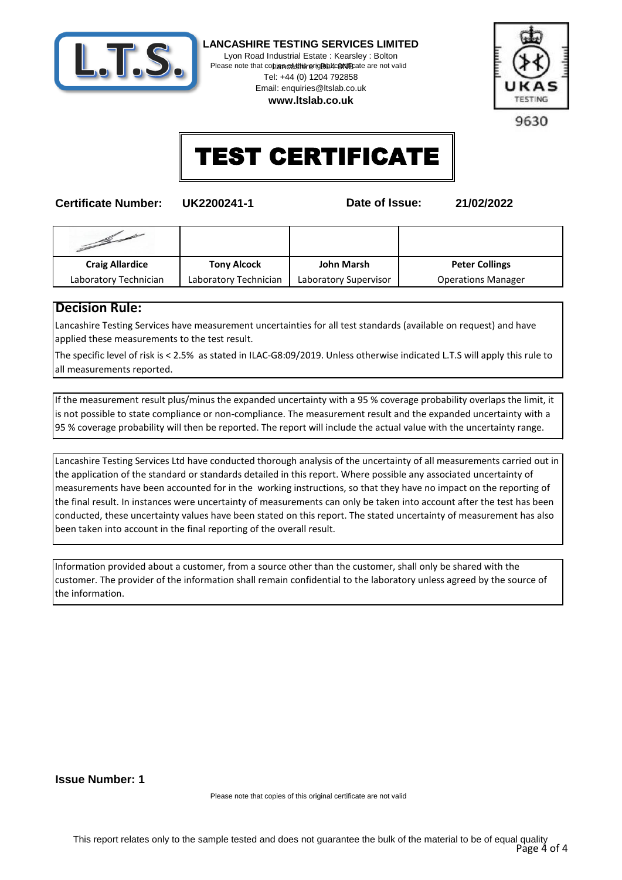**LANCASHIRE TESTING SERVICES LIMITED**
Lyon Road Industrial Estate : Kearsley : Bolton
Lancashire : BL4 8NB
Tel: +44 (0) 1204 792858
Email: enquiries@ltslab.co.uk
**www.ltslab.co.uk**

9630

# TEST CERTIFICATE

**Certificate Number:** **UK2200241-1** **Date of Issue:** **21/02/2022**

| | | | |
|---|---|---|---|
| **Craig Allardice** | **Tony Alcock** | **John Marsh** | **Peter Collings** |
| Laboratory Technician | Laboratory Technician | Laboratory Supervisor | Operations Manager |

## Decision Rule:

Lancashire Testing Services have measurement uncertainties for all test standards (available on request) and have applied these measurements to the test result.

The specific level of risk is < 2.5% as stated in ILAC-G8:09/2019. Unless otherwise indicated L.T.S will apply this rule to all measurements reported.

If the measurement result plus/minus the expanded uncertainty with a 95 % coverage probability overlaps the limit, it is not possible to state compliance or non-compliance. The measurement result and the expanded uncertainty with a 95 % coverage probability will then be reported. The report will include the actual value with the uncertainty range.

Lancashire Testing Services Ltd have conducted thorough analysis of the uncertainty of all measurements carried out in the application of the standard or standards detailed in this report. Where possible any associated uncertainty of measurements have been accounted for in the working instructions, so that they have no impact on the reporting of the final result. In instances were uncertainty of measurements can only be taken into account after the test has been conducted, these uncertainty values have been stated on this report. The stated uncertainty of measurement has also been taken into account in the final reporting of the overall result.

Information provided about a customer, from a source other than the customer, shall only be shared with the customer. The provider of the information shall remain confidential to the laboratory unless agreed by the source of the information.

**Issue Number: 1**

Please note that copies of this original certificate are not valid

This report relates only to the sample tested and does not guarantee the bulk of the material to be of equal quality